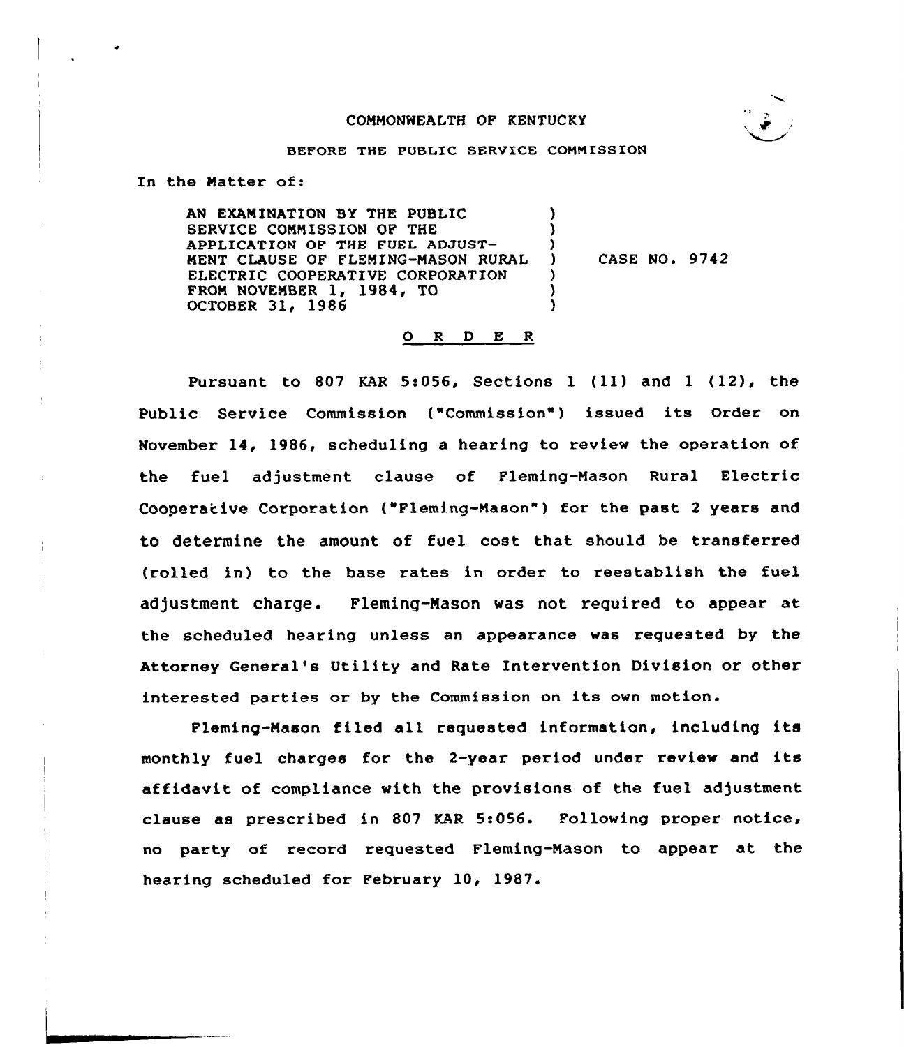COMMONWEALTH OF KENTUCKY

BEFORE THE PUBLIC SERVICE COMMISSION

In the Matter of:

AN EXAMINATION BY THE PUBLIC SERVICE COMMISSION OF THE APPLICATION OF THE FUEL ADJUSTMENT CLAUSE OF FLEMING-MASON RURAL ELECTRIC COOPERATIVE CORPORATION FROM NOVEMBER 1, 1984, TO OCTOBER 31, 1986 ) CASE NO. 9742

O R D E R

Pursuant to 807 KAR 5:056, Sections 1 (11) and 1 (12), the Public Service Commission ("Commission") issued its Order on November 14, 1986, scheduling a hearing to review the operation of the fuel adjustment clause of Fleming-Mason Rural Electric Cooperative Corporation ("Fleming-Mason") for the past 2 years and to determine the amount of fuel cost that should be transferred (rolled in) to the base rates in order to reestablish the fuel adjustment charge. Fleming-Mason was not required to appear at the scheduled hearing unless an appearance was requested by the Attorney General's Utility and Rate Intervention Division or other interested parties or by the Commission on its own motion.

Fleming-Mason filed all requested information, including its monthly fuel charges for the 2-year period under review and its affidavit of compliance with the provisions of the fuel adjustment clause as prescribed in 807 KAR 5:056. Following proper notice, no party of record requested Fleming-Mason to appear at the hearing scheduled for February 10, 1987.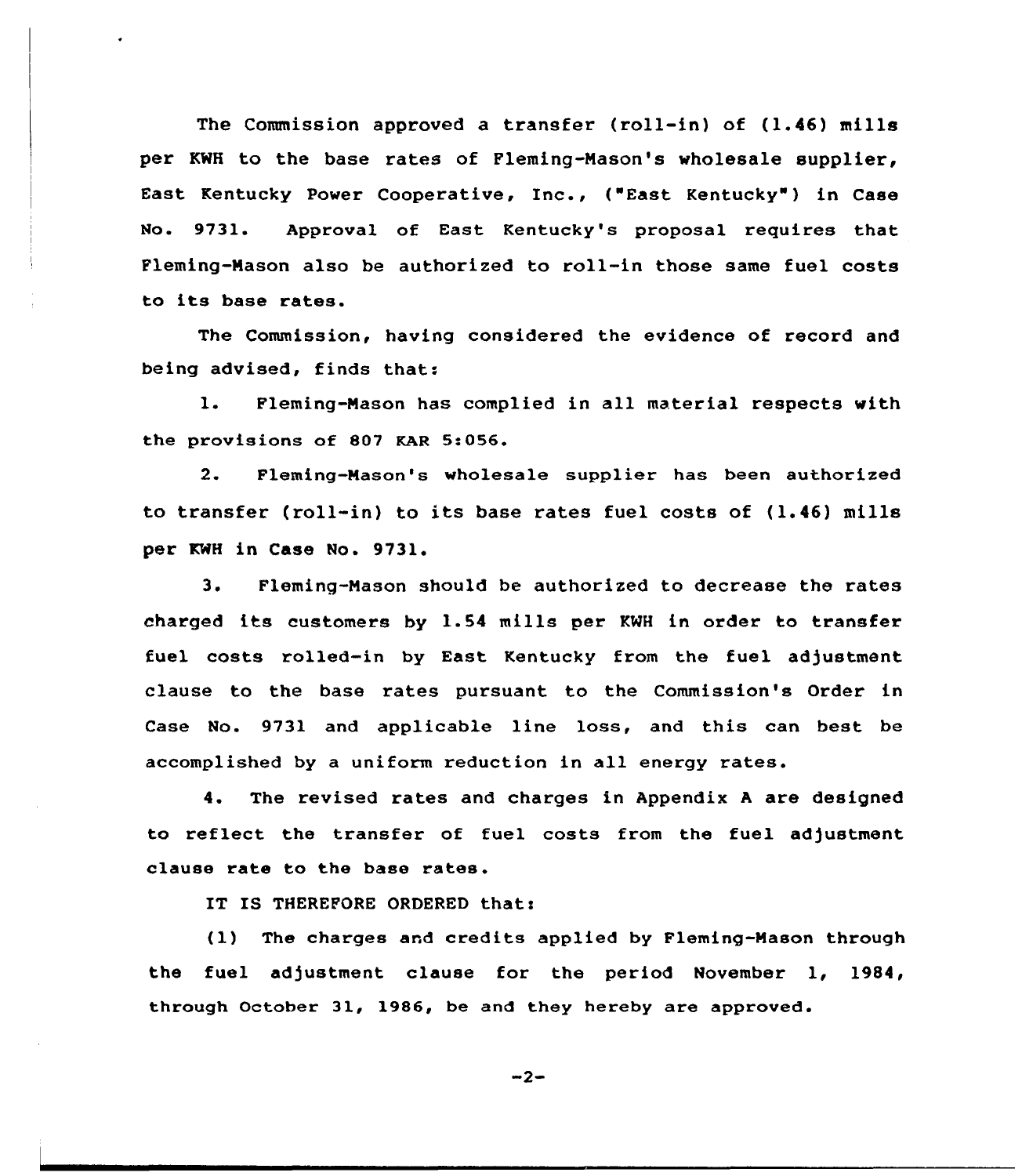The Commission approved a transfer (roll-in) of (1.46) mills per KWH to the base rates of Fleming-Mason's wholesale supplier, East Kentucky Power Cooperative, Inc., ("East Kentucky") in Case No. 9731. Approval of East Kentucky's proposal requires that Fleming-Mason also be authorized to roll-in those same fuel costs to its base rates.

The Commission, having considered the evidence of record and being advised, finds that:

1. Fleming-Mason has complied in all material respects with the provisions of 807 KAR 5:056.

2. Fleming-Mason's wholesale supplier has been authorized to transfer (roll-in) to its base rates fuel costs of (1.46) mills per KWH in Case No. 9731.

3. Fleming-Mason should be authorized to decrease the rates charged its customers by 1.54 mills per KWH in order to transfer fuel costs rolled-in by East Kentucky from the fuel adjustment clause to the base rates pursuant to the Commission's Order in Case No. 9731 and applicable line loss, and this can best be accomplished by a uniform reduction in all energy rates.

4. The revised rates and charges in Appendix A are designed to reflect the transfer of fuel costs from the fuel adjustment clause rate to the base rates.

IT IS THEREFORE ORDERED that:

(1) The charges and credits applied by Fleming-Mason through the fuel adjustment clause for the period November 1, 1984, through October 31, 1986, be and they hereby are approved.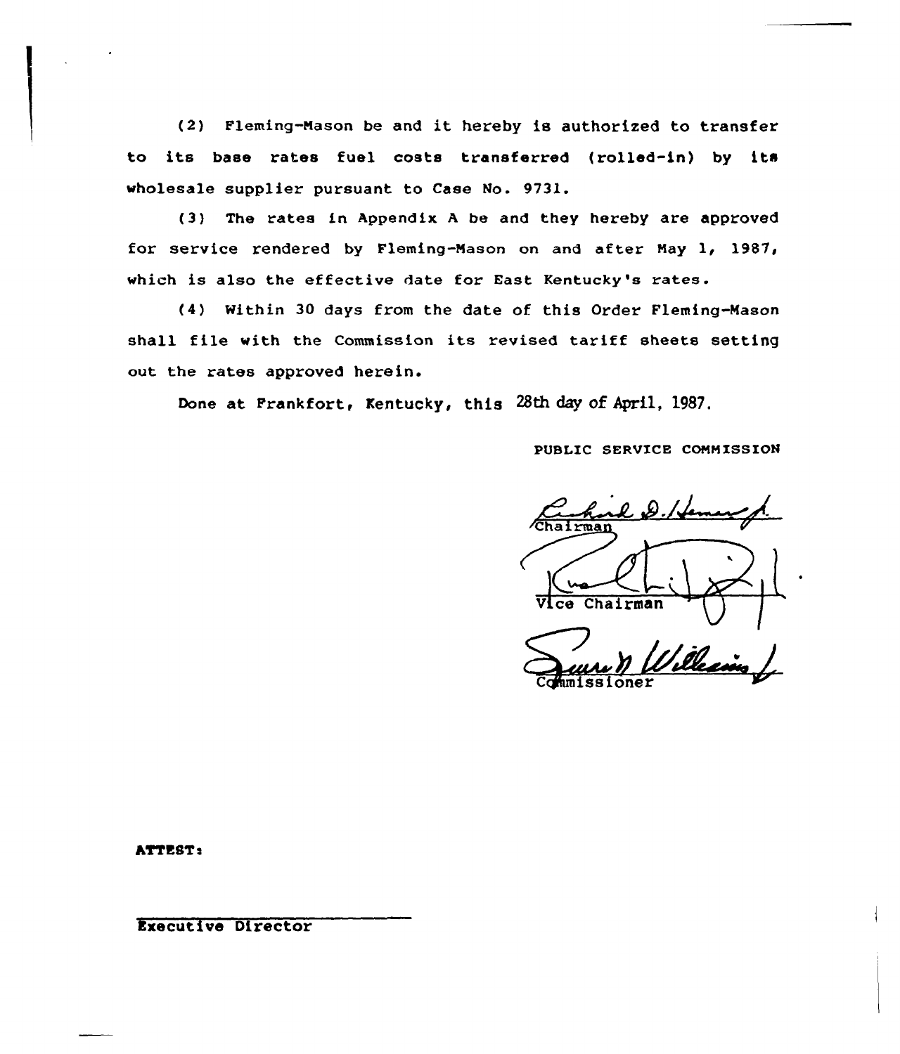(2) Fleming-Mason be and it hereby is authorized to transfer to its base rates fuel costs transferred (rolled-in) by its wholesale supplier pursuant to Case No. 9731.

(3) The rates in Appendix A be and they hereby are approved for service rendered by Fleming-Mason on and after May 1, 1987, which is also the effective date for East Kentucky's rates.

(4) Within 30 days from the date of this Order Fleming-Mason shall file with the Commission its revised tariff sheets setting out the rates approved herein.

Done at Frankfort, Kentucky, this 28th day of April, 1987.

PUBLIC SERVICE COMMISSION

Chairman

Vice Chairman

Commissioner

ATTEST:

Executive Director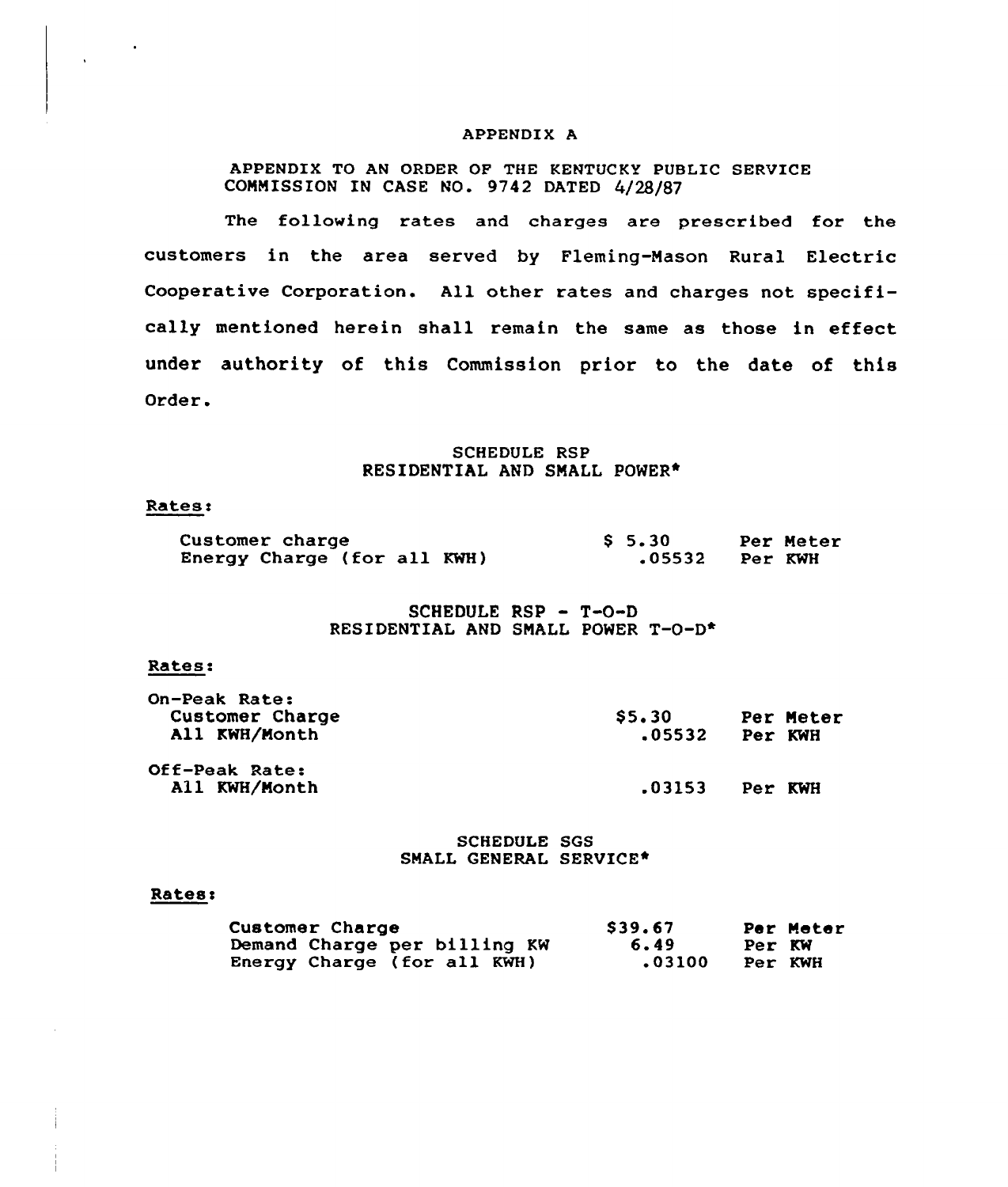# APPENDIX A

APPENDIX TO AN ORDER OF THE KENTUCKY PUBLIC SERVICE COMMISSION IN CASE NO. 9742 DATED 4/28/87

The following rates and charges are prescribed for the customers in the area served by Fleming-Mason Rural Electric Cooperative Corporation. All other rates and charges not specifically mentioned herein shall remain the same as those in effect under authority of this Commission prior to the date of this Order.

## SCHEDULE RSP
## RESIDENTIAL AND SMALL POWER*

Rates:

| | | |
|---|---|---|
| Customer charge | $ 5.30 | Per Meter |
| Energy Charge (for all KWH) | .05532 | Per KWH |

## SCHEDULE RSP - T-O-D
## RESIDENTIAL AND SMALL POWER T-O-D*

Rates:

| | | |
|---|---|---|
| On-Peak Rate: | | |
| Customer Charge | $5.30 | Per Meter |
| All KWH/Month | .05532 | Per KWH |
| Off-Peak Rate: | | |
| All KWH/Month | .03153 | Per KWH |

## SCHEDULE SGS
## SMALL GENERAL SERVICE*

Rates:

| | | |
|---|---|---|
| Customer Charge | $39.67 | Per Meter |
| Demand Charge per billing KW | 6.49 | Per KW |
| Energy Charge (for all KWH) | .03100 | Per KWH |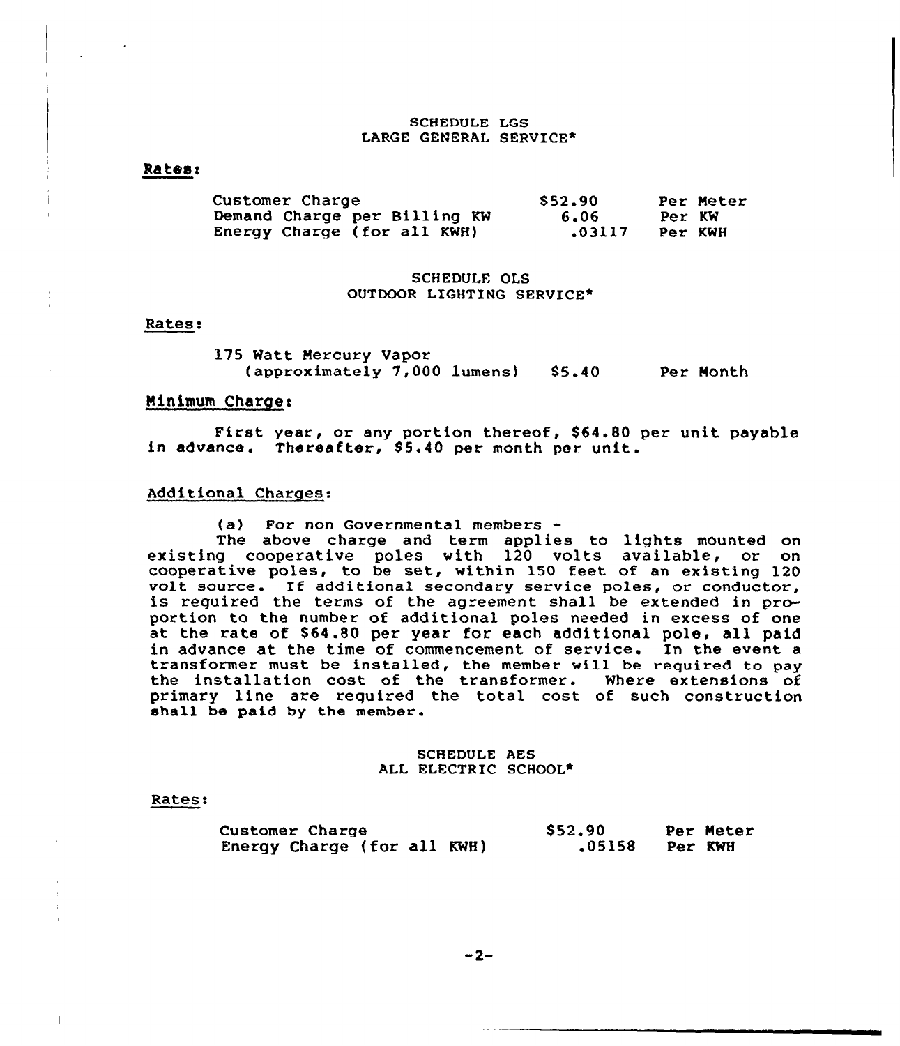## SCHEDULE LGS
## LARGE GENERAL SERVICE*

**Rates:**

| | | |
|---|---|---|
| Customer Charge | $52.90 | Per Meter |
| Demand Charge per Billing KW | 6.06 | Per KW |
| Energy Charge (for all KWH) | .03117 | Per KWH |

## SCHEDULE OLS
## OUTDOOR LIGHTING SERVICE*

Rates:

| | | |
|---|---|---|
| 175 Watt Mercury Vapor (approximately 7,000 lumens) | $5.40 | Per Month |

Minimum Charge:

First year, or any portion thereof, $64.80 per unit payable in advance. Thereafter, $5.40 per month per unit.

Additional Charges:

(a) For non Governmental members -

The above charge and term applies to lights mounted on existing cooperative poles with 120 volts available, or on cooperative poles, to be set, within 150 feet of an existing 120 volt source. If additional secondary service poles, or conductor, is required the terms of the agreement shall be extended in proportion to the number of additional poles needed in excess of one at the rate of $64.80 per year for each additional pole, all paid in advance at the time of commencement of service. In the event a transformer must be installed, the member will be required to pay the installation cost of the transformer. Where extensions of primary line are required the total cost of such construction shall be paid by the member.

## SCHEDULE AES
## ALL ELECTRIC SCHOOL*

Rates:

| | | |
|---|---|---|
| Customer Charge | $52.90 | Per Meter |
| Energy Charge (for all KWH) | .05158 | Per KWH |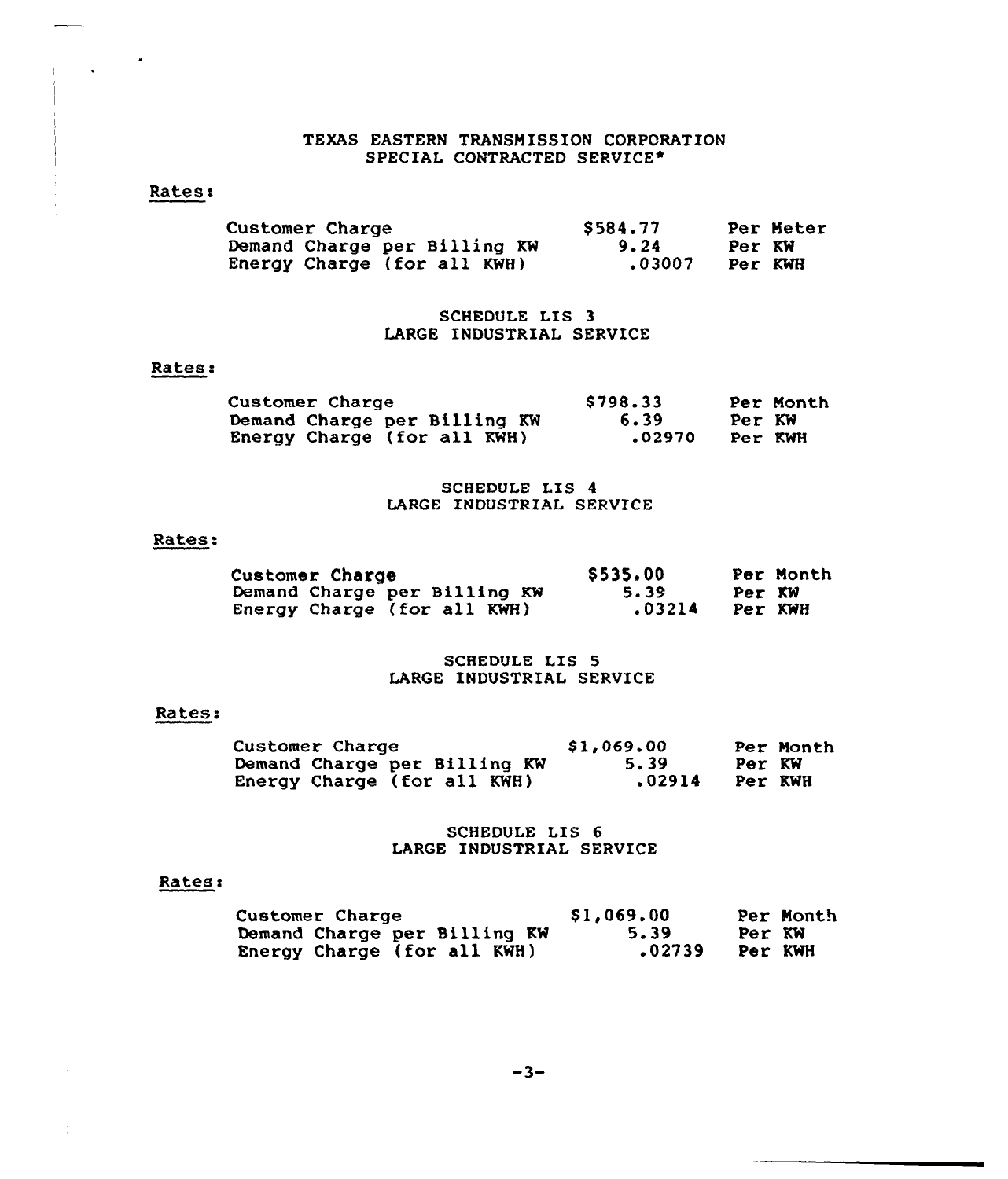TEXAS EASTERN TRANSMISSION CORPORATION
SPECIAL CONTRACTED SERVICE*

Rates:

| | | |
|---|---|---|
| Customer Charge | $584.77 | Per Meter |
| Demand Charge per Billing KW | 9.24 | Per KW |
| Energy Charge (for all KWH) | .03007 | Per KWH |

SCHEDULE LIS 3
LARGE INDUSTRIAL SERVICE

Rates:

| | | |
|---|---|---|
| Customer Charge | $798.33 | Per Month |
| Demand Charge per Billing KW | 6.39 | Per KW |
| Energy Charge (for all KWH) | .02970 | Per KWH |

SCHEDULE LIS 4
LARGE INDUSTRIAL SERVICE

Rates:

| | | |
|---|---|---|
| Customer Charge | $535.00 | Per Month |
| Demand Charge per Billing KW | 5.39 | Per KW |
| Energy Charge (for all KWH) | .03214 | Per KWH |

SCHEDULE LIS 5
LARGE INDUSTRIAL SERVICE

Rates:

| | | |
|---|---|---|
| Customer Charge | $1,069.00 | Per Month |
| Demand Charge per Billing KW | 5.39 | Per KW |
| Energy Charge (for all KWH) | .02914 | Per KWH |

SCHEDULE LIS 6
LARGE INDUSTRIAL SERVICE

Rates:

| | | |
|---|---|---|
| Customer Charge | $1,069.00 | Per Month |
| Demand Charge per Billing KW | 5.39 | Per KW |
| Energy Charge (for all KWH) | .02739 | Per KWH |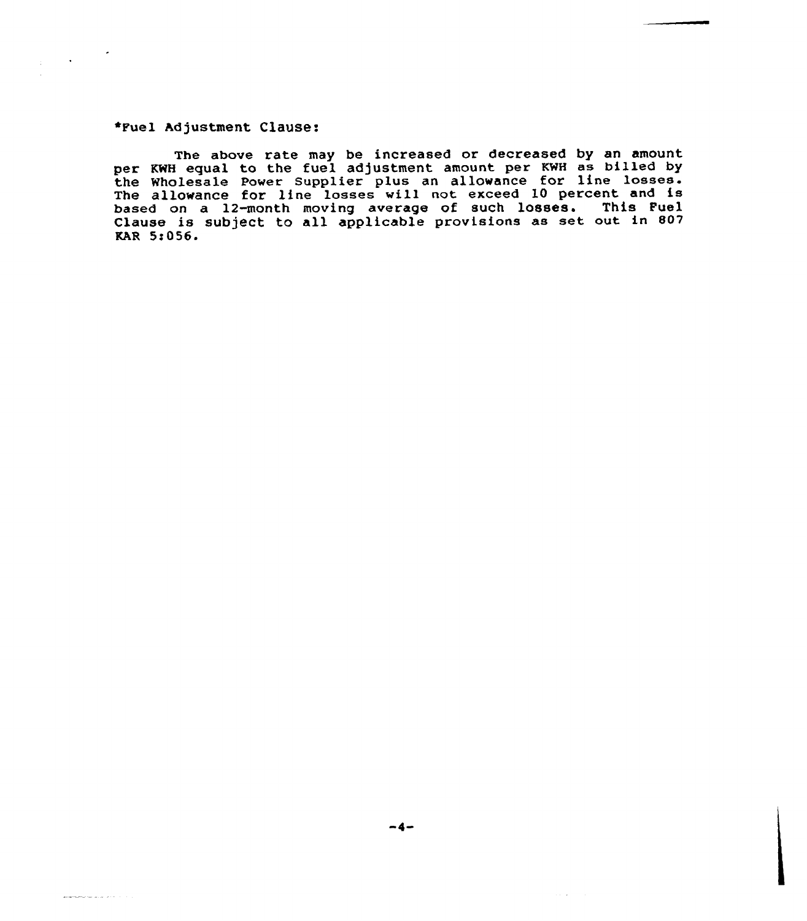*Fuel Adjustment Clause:

The above rate may be increased or decreased by an amount per KWH equal to the fuel adjustment amount per KWH as billed by the Wholesale Power Supplier plus an allowance for line losses. The allowance for line losses will not exceed 10 percent and is based on a 12-month moving average of such losses. This Fuel Clause is subject to all applicable provisions as set out in 807 KAR 5:056.